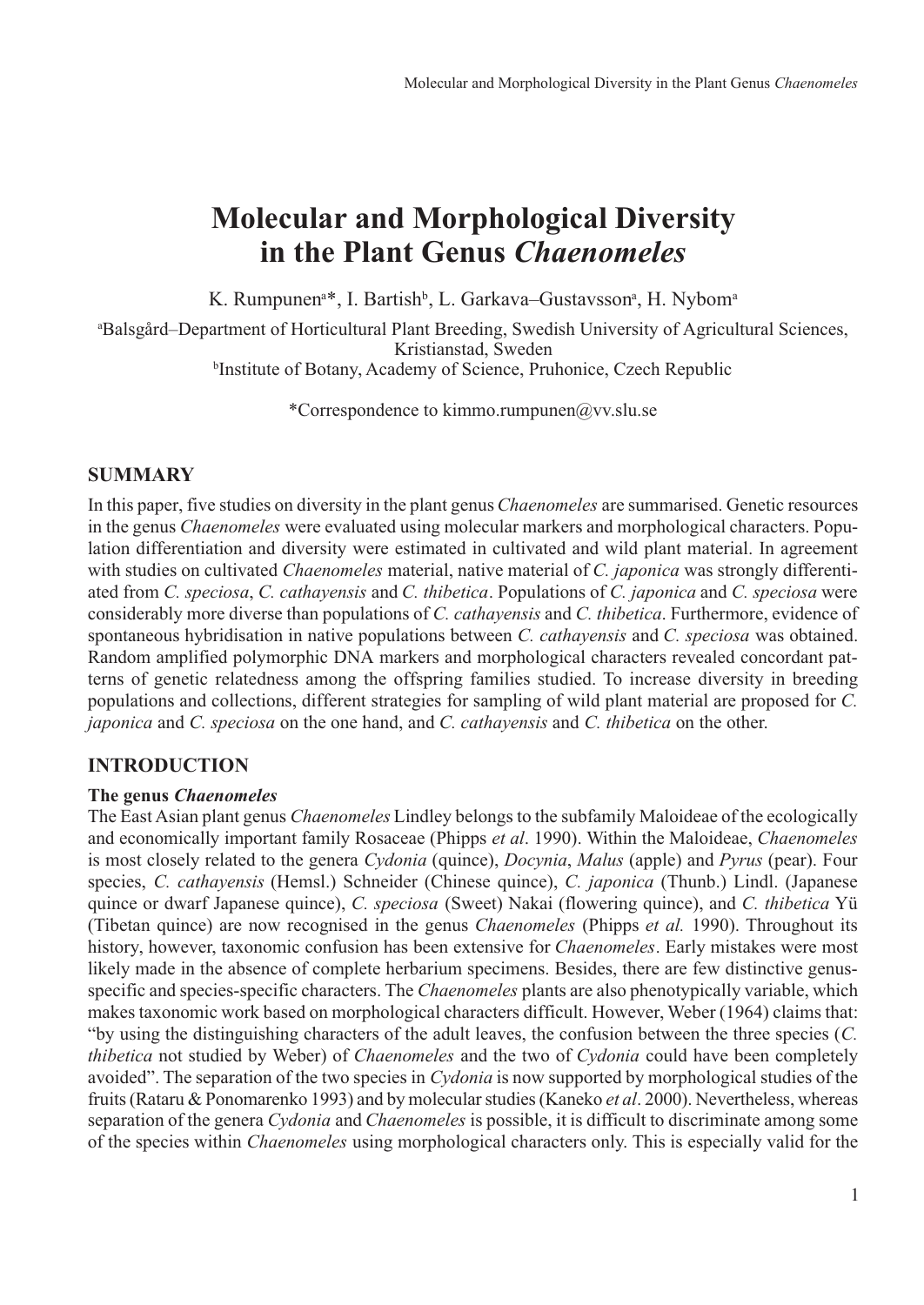# Molecular and Morphological Diversity in the Plant Genus *Chaenomeles*

K. Rumpunen[a]*, I. Bartish[b], L. Garkava–Gustavsson[a], H. Nybom[a]

[a]Balsgård–Department of Horticultural Plant Breeding, Swedish University of Agricultural Sciences, Kristianstad, Sweden
[b]Institute of Botany, Academy of Science, Pruhonice, Czech Republic

*Correspondence to kimmo.rumpunen@vv.slu.se

## SUMMARY

In this paper, five studies on diversity in the plant genus *Chaenomeles* are summarised. Genetic resources in the genus *Chaenomeles* were evaluated using molecular markers and morphological characters. Population differentiation and diversity were estimated in cultivated and wild plant material. In agreement with studies on cultivated *Chaenomeles* material, native material of *C. japonica* was strongly differentiated from *C. speciosa*, *C. cathayensis* and *C. thibetica*. Populations of *C. japonica* and *C. speciosa* were considerably more diverse than populations of *C. cathayensis* and *C. thibetica*. Furthermore, evidence of spontaneous hybridisation in native populations between *C. cathayensis* and *C. speciosa* was obtained. Random amplified polymorphic DNA markers and morphological characters revealed concordant patterns of genetic relatedness among the offspring families studied. To increase diversity in breeding populations and collections, different strategies for sampling of wild plant material are proposed for *C. japonica* and *C. speciosa* on the one hand, and *C. cathayensis* and *C. thibetica* on the other.

## INTRODUCTION

### The genus *Chaenomeles*

The East Asian plant genus *Chaenomeles* Lindley belongs to the subfamily Maloideae of the ecologically and economically important family Rosaceae (Phipps *et al*. 1990). Within the Maloideae, *Chaenomeles* is most closely related to the genera *Cydonia* (quince), *Docynia*, *Malus* (apple) and *Pyrus* (pear). Four species, *C. cathayensis* (Hemsl.) Schneider (Chinese quince), *C. japonica* (Thunb.) Lindl. (Japanese quince or dwarf Japanese quince), *C. speciosa* (Sweet) Nakai (flowering quince), and *C. thibetica* Yü (Tibetan quince) are now recognised in the genus *Chaenomeles* (Phipps *et al.* 1990). Throughout its history, however, taxonomic confusion has been extensive for *Chaenomeles*. Early mistakes were most likely made in the absence of complete herbarium specimens. Besides, there are few distinctive genus-specific and species-specific characters. The *Chaenomeles* plants are also phenotypically variable, which makes taxonomic work based on morphological characters difficult. However, Weber (1964) claims that: "by using the distinguishing characters of the adult leaves, the confusion between the three species (*C. thibetica* not studied by Weber) of *Chaenomeles* and the two of *Cydonia* could have been completely avoided". The separation of the two species in *Cydonia* is now supported by morphological studies of the fruits (Rataru & Ponomarenko 1993) and by molecular studies (Kaneko *et al*. 2000). Nevertheless, whereas separation of the genera *Cydonia* and *Chaenomeles* is possible, it is difficult to discriminate among some of the species within *Chaenomeles* using morphological characters only. This is especially valid for the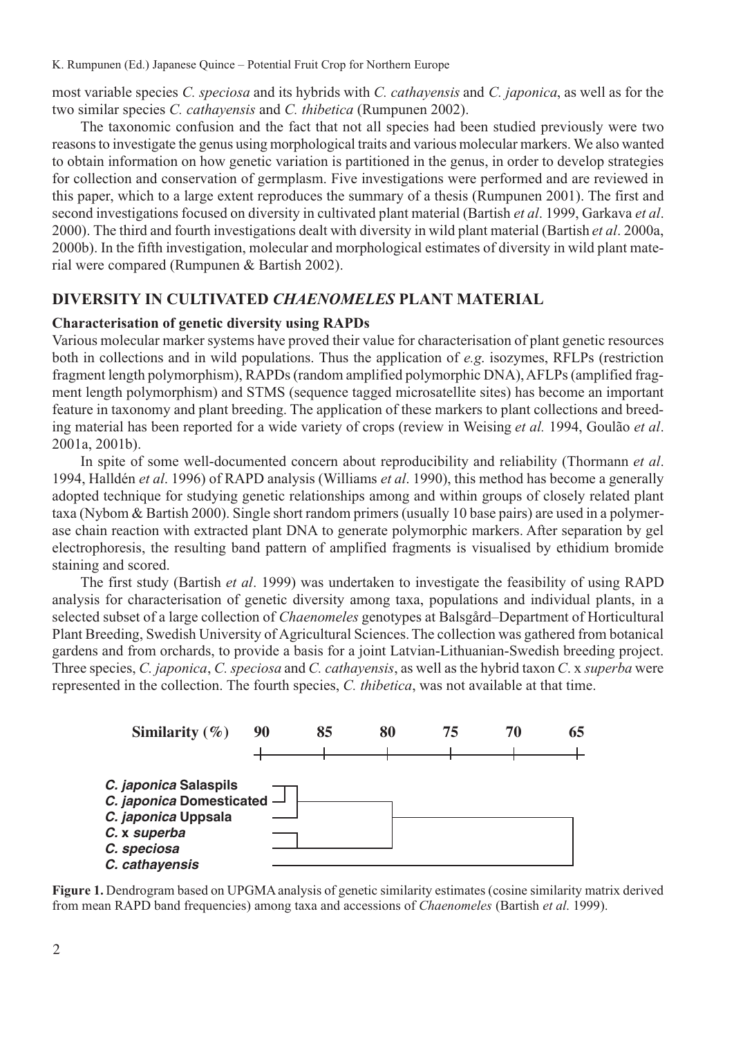most variable species *C. speciosa* and its hybrids with *C. cathayensis* and *C. japonica*, as well as for the two similar species *C. cathayensis* and *C. thibetica* (Rumpunen 2002).

The taxonomic confusion and the fact that not all species had been studied previously were two reasons to investigate the genus using morphological traits and various molecular markers. We also wanted to obtain information on how genetic variation is partitioned in the genus, in order to develop strategies for collection and conservation of germplasm. Five investigations were performed and are reviewed in this paper, which to a large extent reproduces the summary of a thesis (Rumpunen 2001). The first and second investigations focused on diversity in cultivated plant material (Bartish *et al*. 1999, Garkava *et al*. 2000). The third and fourth investigations dealt with diversity in wild plant material (Bartish *et al*. 2000a, 2000b). In the fifth investigation, molecular and morphological estimates of diversity in wild plant material were compared (Rumpunen & Bartish 2002).

## DIVERSITY IN CULTIVATED *CHAENOMELES* PLANT MATERIAL

### Characterisation of genetic diversity using RAPDs

Various molecular marker systems have proved their value for characterisation of plant genetic resources both in collections and in wild populations. Thus the application of *e.g.* isozymes, RFLPs (restriction fragment length polymorphism), RAPDs (random amplified polymorphic DNA), AFLPs (amplified fragment length polymorphism) and STMS (sequence tagged microsatellite sites) has become an important feature in taxonomy and plant breeding. The application of these markers to plant collections and breeding material has been reported for a wide variety of crops (review in Weising *et al.* 1994, Goulão *et al*. 2001a, 2001b).

In spite of some well-documented concern about reproducibility and reliability (Thormann *et al*. 1994, Halldén *et al*. 1996) of RAPD analysis (Williams *et al*. 1990), this method has become a generally adopted technique for studying genetic relationships among and within groups of closely related plant taxa (Nybom & Bartish 2000). Single short random primers (usually 10 base pairs) are used in a polymerase chain reaction with extracted plant DNA to generate polymorphic markers. After separation by gel electrophoresis, the resulting band pattern of amplified fragments is visualised by ethidium bromide staining and scored.

The first study (Bartish *et al*. 1999) was undertaken to investigate the feasibility of using RAPD analysis for characterisation of genetic diversity among taxa, populations and individual plants, in a selected subset of a large collection of *Chaenomeles* genotypes at Balsgård–Department of Horticultural Plant Breeding, Swedish University of Agricultural Sciences. The collection was gathered from botanical gardens and from orchards, to provide a basis for a joint Latvian-Lithuanian-Swedish breeding project. Three species, *C. japonica*, *C. speciosa* and *C. cathayensis*, as well as the hybrid taxon *C*. x *superba* were represented in the collection. The fourth species, *C. thibetica*, was not available at that time.

**Figure 1.** Dendrogram based on UPGMA analysis of genetic similarity estimates (cosine similarity matrix derived from mean RAPD band frequencies) among taxa and accessions of *Chaenomeles* (Bartish *et al*. 1999).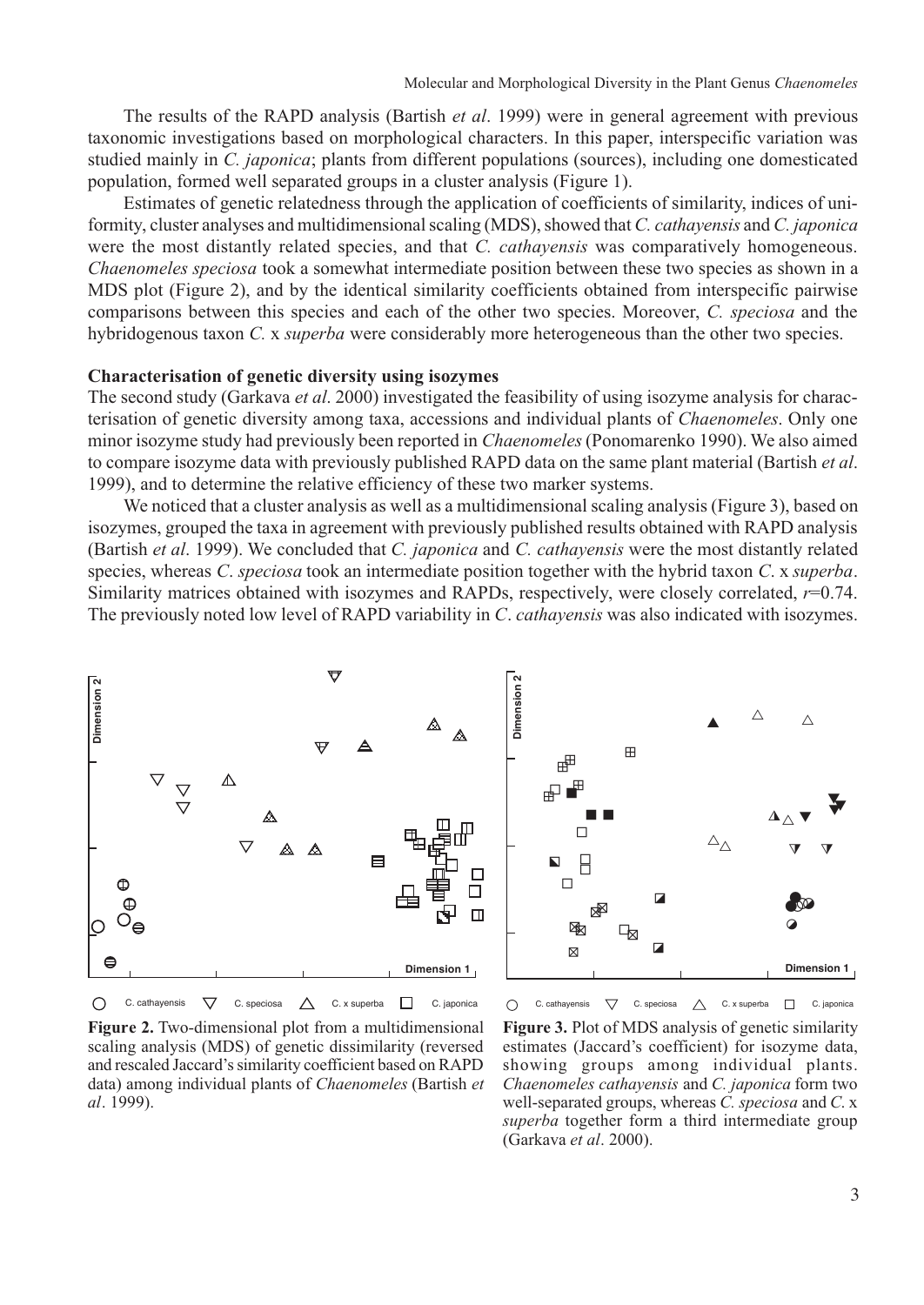The results of the RAPD analysis (Bartish *et al*. 1999) were in general agreement with previous taxonomic investigations based on morphological characters. In this paper, interspecific variation was studied mainly in *C. japonica*; plants from different populations (sources), including one domesticated population, formed well separated groups in a cluster analysis (Figure 1).

Estimates of genetic relatedness through the application of coefficients of similarity, indices of uniformity, cluster analyses and multidimensional scaling (MDS), showed that *C. cathayensis* and *C. japonica* were the most distantly related species, and that *C. cathayensis* was comparatively homogeneous. *Chaenomeles speciosa* took a somewhat intermediate position between these two species as shown in a MDS plot (Figure 2), and by the identical similarity coefficients obtained from interspecific pairwise comparisons between this species and each of the other two species. Moreover, *C. speciosa* and the hybridogenous taxon *C.* x *superba* were considerably more heterogeneous than the other two species.

### Characterisation of genetic diversity using isozymes

The second study (Garkava *et al*. 2000) investigated the feasibility of using isozyme analysis for characterisation of genetic diversity among taxa, accessions and individual plants of *Chaenomeles*. Only one minor isozyme study had previously been reported in *Chaenomeles* (Ponomarenko 1990). We also aimed to compare isozyme data with previously published RAPD data on the same plant material (Bartish *et al*. 1999), and to determine the relative efficiency of these two marker systems.

We noticed that a cluster analysis as well as a multidimensional scaling analysis (Figure 3), based on isozymes, grouped the taxa in agreement with previously published results obtained with RAPD analysis (Bartish *et al*. 1999). We concluded that *C. japonica* and *C. cathayensis* were the most distantly related species, whereas *C*. *speciosa* took an intermediate position together with the hybrid taxon *C*. x *superba*. Similarity matrices obtained with isozymes and RAPDs, respectively, were closely correlated, $r$=0.74. The previously noted low level of RAPD variability in *C*. *cathayensis* was also indicated with isozymes.

**Figure 2.** Two-dimensional plot from a multidimensional scaling analysis (MDS) of genetic dissimilarity (reversed and rescaled Jaccard's similarity coefficient based on RAPD data) among individual plants of *Chaenomeles* (Bartish *et al*. 1999).

**Figure 3.** Plot of MDS analysis of genetic similarity estimates (Jaccard's coefficient) for isozyme data, showing groups among individual plants. *Chaenomeles cathayensis* and *C. japonica* form two well-separated groups, whereas *C. speciosa* and *C*. x *superba* together form a third intermediate group (Garkava *et al*. 2000).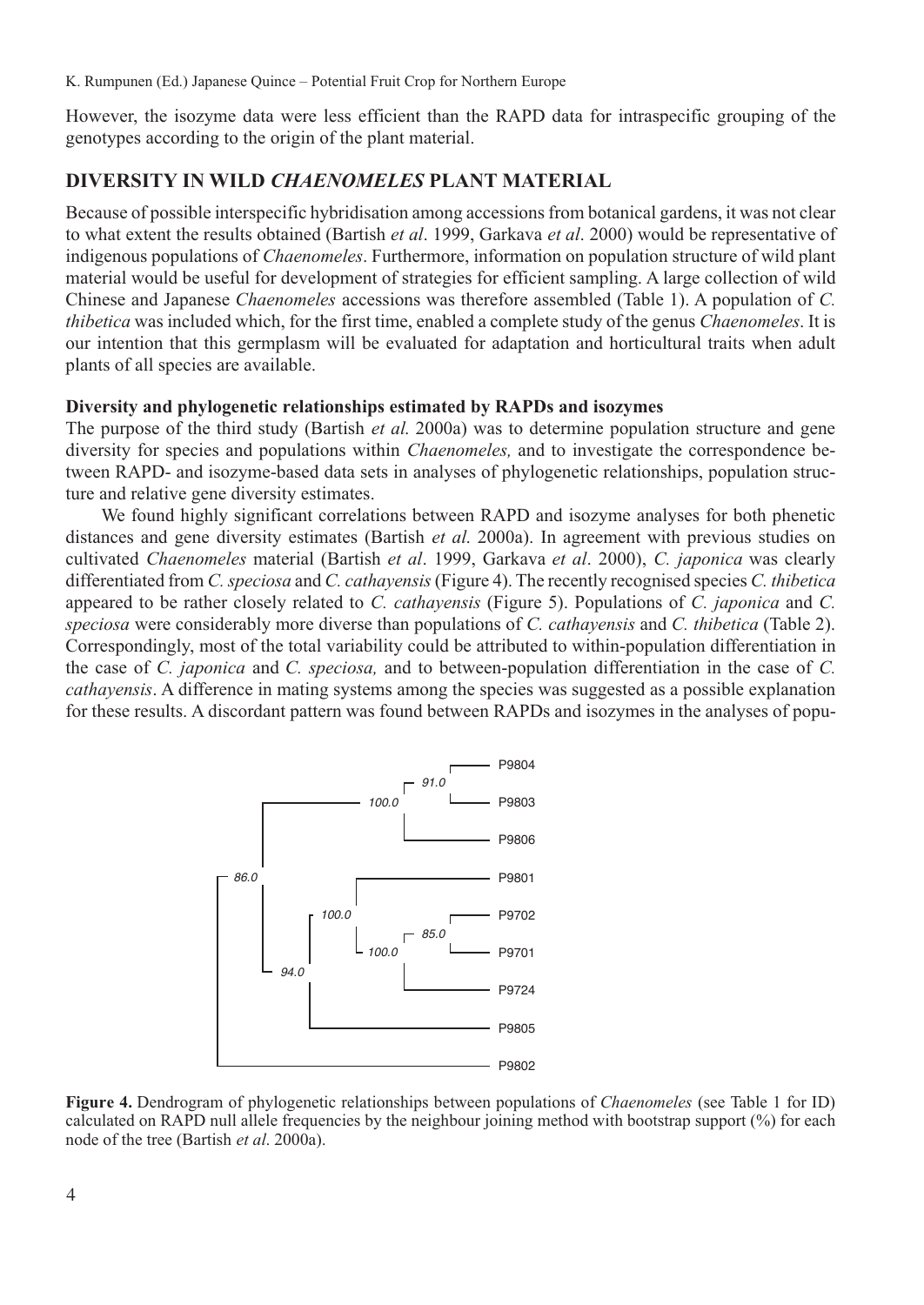However, the isozyme data were less efficient than the RAPD data for intraspecific grouping of the genotypes according to the origin of the plant material.

## DIVERSITY IN WILD *CHAENOMELES* PLANT MATERIAL

Because of possible interspecific hybridisation among accessions from botanical gardens, it was not clear to what extent the results obtained (Bartish *et al*. 1999, Garkava *et al*. 2000) would be representative of indigenous populations of *Chaenomeles*. Furthermore, information on population structure of wild plant material would be useful for development of strategies for efficient sampling. A large collection of wild Chinese and Japanese *Chaenomeles* accessions was therefore assembled (Table 1). A population of *C. thibetica* was included which, for the first time, enabled a complete study of the genus *Chaenomeles*. It is our intention that this germplasm will be evaluated for adaptation and horticultural traits when adult plants of all species are available.

### Diversity and phylogenetic relationships estimated by RAPDs and isozymes

The purpose of the third study (Bartish *et al.* 2000a) was to determine population structure and gene diversity for species and populations within *Chaenomeles,* and to investigate the correspondence between RAPD- and isozyme-based data sets in analyses of phylogenetic relationships, population structure and relative gene diversity estimates.

We found highly significant correlations between RAPD and isozyme analyses for both phenetic distances and gene diversity estimates (Bartish *et al.* 2000a). In agreement with previous studies on cultivated *Chaenomeles* material (Bartish *et al*. 1999, Garkava *et al*. 2000), *C. japonica* was clearly differentiated from *C. speciosa* and *C. cathayensis* (Figure 4). The recently recognised species *C. thibetica* appeared to be rather closely related to *C. cathayensis* (Figure 5). Populations of *C. japonica* and *C. speciosa* were considerably more diverse than populations of *C. cathayensis* and *C. thibetica* (Table 2). Correspondingly, most of the total variability could be attributed to within-population differentiation in the case of *C. japonica* and *C. speciosa,* and to between-population differentiation in the case of *C. cathayensis*. A difference in mating systems among the species was suggested as a possible explanation for these results. A discordant pattern was found between RAPDs and isozymes in the analyses of popu-

**Figure 4.** Dendrogram of phylogenetic relationships between populations of *Chaenomeles* (see Table 1 for ID) calculated on RAPD null allele frequencies by the neighbour joining method with bootstrap support (%) for each node of the tree (Bartish *et al*. 2000a).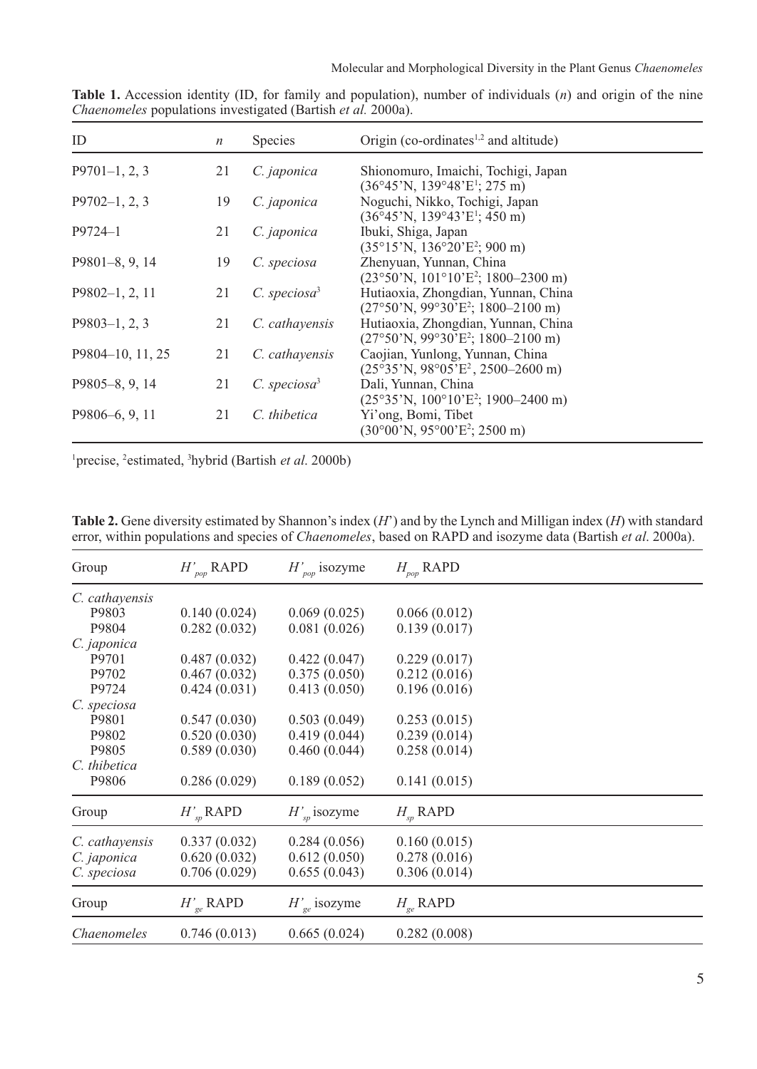**Table 1.** Accession identity (ID, for family and population), number of individuals ($n$) and origin of the nine *Chaenomeles* populations investigated (Bartish *et al.* 2000a).

| ID | $n$ | Species | Origin (co-ordinates[1,2] and altitude) |
|---|---|---|---|
| P9701–1, 2, 3 | 21 | *C. japonica* | Shionomuro, Imaichi, Tochigi, Japan (36°45'N, 139°48'E[1]; 275 m) |
| P9702–1, 2, 3 | 19 | *C. japonica* | Noguchi, Nikko, Tochigi, Japan (36°45'N, 139°43'E[1]; 450 m) |
| P9724–1 | 21 | *C. japonica* | Ibuki, Shiga, Japan (35°15'N, 136°20'E[2]; 900 m) |
| P9801–8, 9, 14 | 19 | *C. speciosa* | Zhenyuan, Yunnan, China (23°50'N, 101°10'E[2]; 1800–2300 m) |
| P9802–1, 2, 11 | 21 | *C. speciosa*[3] | Hutiaoxia, Zhongdian, Yunnan, China (27°50'N, 99°30'E[2]; 1800–2100 m) |
| P9803–1, 2, 3 | 21 | *C. cathayensis* | Hutiaoxia, Zhongdian, Yunnan, China (27°50'N, 99°30'E[2]; 1800–2100 m) |
| P9804–10, 11, 25 | 21 | *C. cathayensis* | Caojian, Yunlong, Yunnan, China (25°35'N, 98°05'E[2], 2500–2600 m) |
| P9805–8, 9, 14 | 21 | *C. speciosa*[3] | Dali, Yunnan, China (25°35'N, 100°10'E[2]; 1900–2400 m) |
| P9806–6, 9, 11 | 21 | *C. thibetica* | Yi'ong, Bomi, Tibet (30°00'N, 95°00'E[2]; 2500 m) |

[1]precise, [2]estimated, [3]hybrid (Bartish *et al*. 2000b)

**Table 2.** Gene diversity estimated by Shannon's index ($H'$) and by the Lynch and Milligan index ($H$) with standard error, within populations and species of *Chaenomeles*, based on RAPD and isozyme data (Bartish *et al*. 2000a).

| Group | $H'_{pop}$ RAPD | $H'_{pop}$ isozyme | $H_{pop}$ RAPD |
|---|---|---|---|
| *C. cathayensis* | | | |
| P9803 | 0.140 (0.024) | 0.069 (0.025) | 0.066 (0.012) |
| P9804 | 0.282 (0.032) | 0.081 (0.026) | 0.139 (0.017) |
| *C. japonica* | | | |
| P9701 | 0.487 (0.032) | 0.422 (0.047) | 0.229 (0.017) |
| P9702 | 0.467 (0.032) | 0.375 (0.050) | 0.212 (0.016) |
| P9724 | 0.424 (0.031) | 0.413 (0.050) | 0.196 (0.016) |
| *C. speciosa* | | | |
| P9801 | 0.547 (0.030) | 0.503 (0.049) | 0.253 (0.015) |
| P9802 | 0.520 (0.030) | 0.419 (0.044) | 0.239 (0.014) |
| P9805 | 0.589 (0.030) | 0.460 (0.044) | 0.258 (0.014) |
| *C. thibetica* | | | |
| P9806 | 0.286 (0.029) | 0.189 (0.052) | 0.141 (0.015) |
| **Group** | **$H'_{sp}$ RAPD** | **$H'_{sp}$ isozyme** | **$H_{sp}$ RAPD** |
| *C. cathayensis* | 0.337 (0.032) | 0.284 (0.056) | 0.160 (0.015) |
| *C. japonica* | 0.620 (0.032) | 0.612 (0.050) | 0.278 (0.016) |
| *C. speciosa* | 0.706 (0.029) | 0.655 (0.043) | 0.306 (0.014) |
| **Group** | **$H'_{ge}$ RAPD** | **$H'_{ge}$ isozyme** | **$H_{ge}$ RAPD** |
| *Chaenomeles* | 0.746 (0.013) | 0.665 (0.024) | 0.282 (0.008) |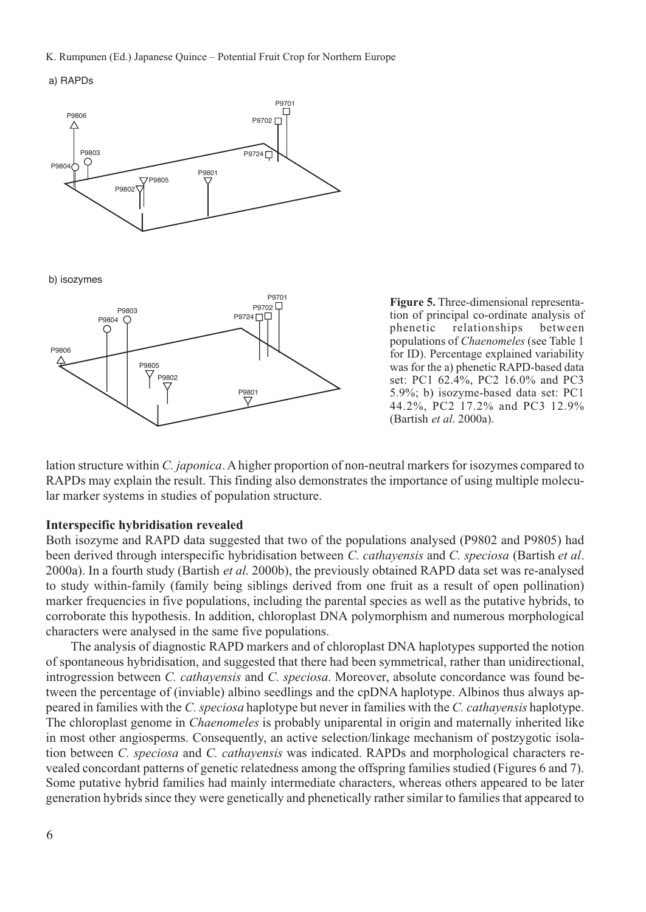a) RAPDs

b) isozymes

**Figure 5.** Three-dimensional representation of principal co-ordinate analysis of phenetic relationships between populations of *Chaenomeles* (see Table 1 for ID). Percentage explained variability was for the a) phenetic RAPD-based data set: PC1 62.4%, PC2 16.0% and PC3 5.9%; b) isozyme-based data set: PC1 44.2%, PC2 17.2% and PC3 12.9% (Bartish *et al*. 2000a).

lation structure within *C. japonica*. A higher proportion of non-neutral markers for isozymes compared to RAPDs may explain the result. This finding also demonstrates the importance of using multiple molecular marker systems in studies of population structure.

**Interspecific hybridisation revealed**

Both isozyme and RAPD data suggested that two of the populations analysed (P9802 and P9805) had been derived through interspecific hybridisation between *C. cathayensis* and *C. speciosa* (Bartish *et al*. 2000a). In a fourth study (Bartish *et al*. 2000b), the previously obtained RAPD data set was re-analysed to study within-family (family being siblings derived from one fruit as a result of open pollination) marker frequencies in five populations, including the parental species as well as the putative hybrids, to corroborate this hypothesis. In addition, chloroplast DNA polymorphism and numerous morphological characters were analysed in the same five populations.

The analysis of diagnostic RAPD markers and of chloroplast DNA haplotypes supported the notion of spontaneous hybridisation, and suggested that there had been symmetrical, rather than unidirectional, introgression between *C. cathayensis* and *C. speciosa*. Moreover, absolute concordance was found between the percentage of (inviable) albino seedlings and the cpDNA haplotype. Albinos thus always appeared in families with the *C. speciosa* haplotype but never in families with the *C. cathayensis* haplotype. The chloroplast genome in *Chaenomeles* is probably uniparental in origin and maternally inherited like in most other angiosperms. Consequently, an active selection/linkage mechanism of postzygotic isolation between *C. speciosa* and *C. cathayensis* was indicated. RAPDs and morphological characters revealed concordant patterns of genetic relatedness among the offspring families studied (Figures 6 and 7). Some putative hybrid families had mainly intermediate characters, whereas others appeared to be later generation hybrids since they were genetically and phenetically rather similar to families that appeared to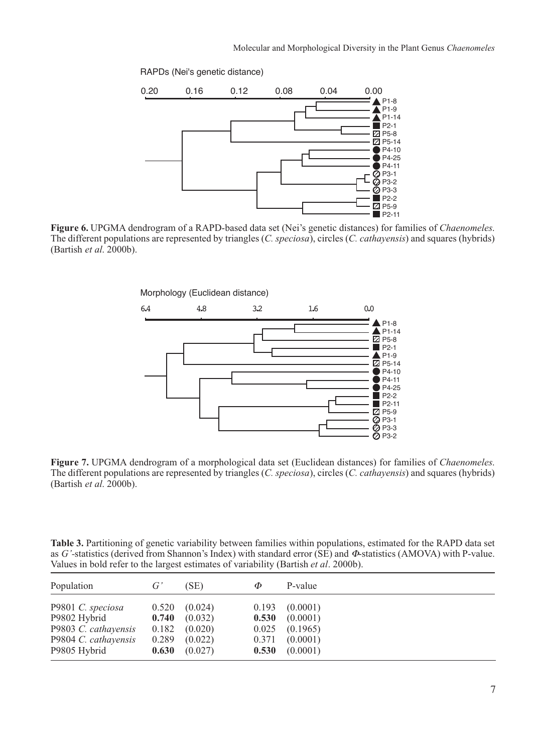**Figure 6.** UPGMA dendrogram of a RAPD-based data set (Nei's genetic distances) for families of *Chaenomeles*. The different populations are represented by triangles (*C. speciosa*), circles (*C. cathayensis*) and squares (hybrids) (Bartish *et al*. 2000b).

**Figure 7.** UPGMA dendrogram of a morphological data set (Euclidean distances) for families of *Chaenomeles*. The different populations are represented by triangles (*C. speciosa*), circles (*C. cathayensis*) and squares (hybrids) (Bartish *et al*. 2000b).

**Table 3.** Partitioning of genetic variability between families within populations, estimated for the RAPD data set as *G'*-statistics (derived from Shannon's Index) with standard error (SE) and *Φ*-statistics (AMOVA) with P-value. Values in bold refer to the largest estimates of variability (Bartish *et al*. 2000b).

| Population | *G'* | (SE) | *Φ* | P-value |
|---|---|---|---|---|
| P9801 *C. speciosa* | 0.520 | (0.024) | 0.193 | (0.0001) |
| P9802 Hybrid | **0.740** | (0.032) | **0.530** | (0.0001) |
| P9803 *C. cathayensis* | 0.182 | (0.020) | 0.025 | (0.1965) |
| P9804 *C. cathayensis* | 0.289 | (0.022) | 0.371 | (0.0001) |
| P9805 Hybrid | **0.630** | (0.027) | **0.530** | (0.0001) |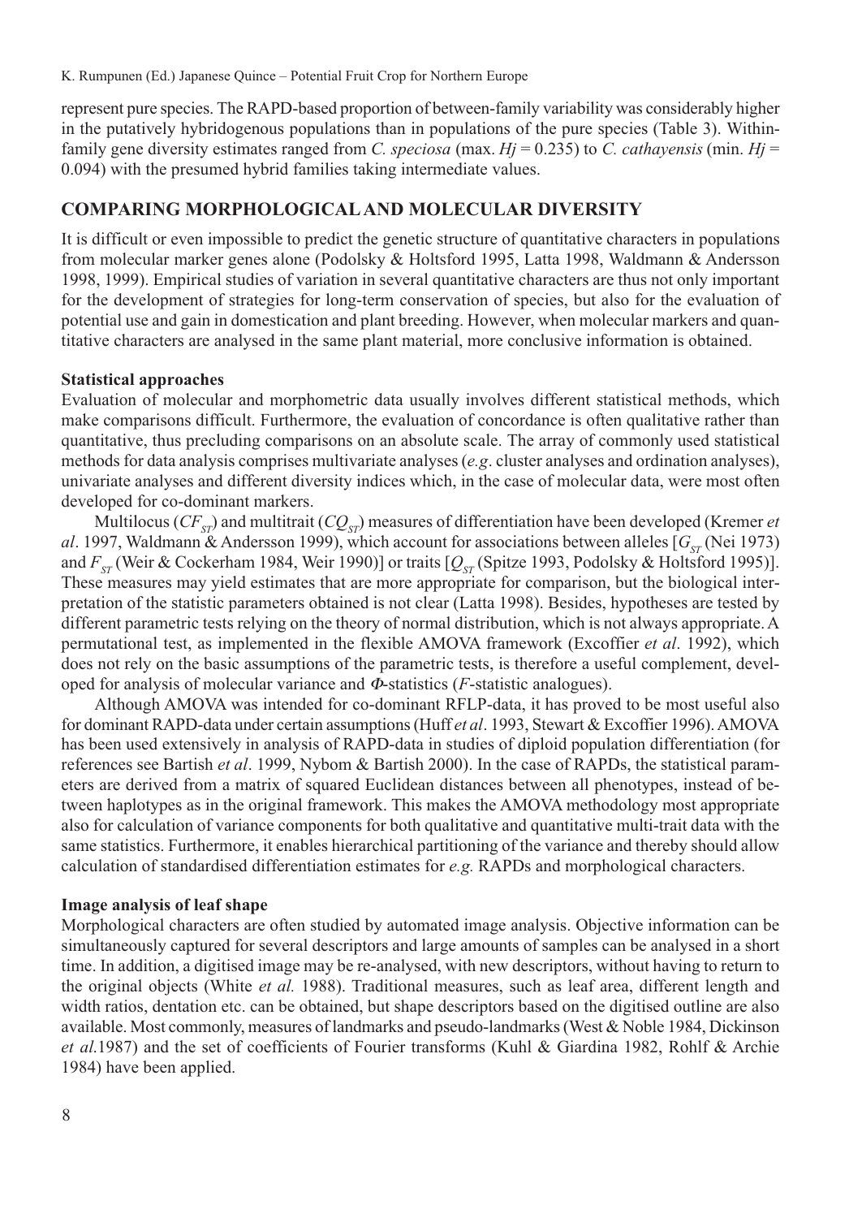represent pure species. The RAPD-based proportion of between-family variability was considerably higher in the putatively hybridogenous populations than in populations of the pure species (Table 3). Within-family gene diversity estimates ranged from *C. speciosa* (max. $Hj = 0.235$) to *C. cathayensis* (min. $Hj = 0.094$) with the presumed hybrid families taking intermediate values.

## COMPARING MORPHOLOGICAL AND MOLECULAR DIVERSITY

It is difficult or even impossible to predict the genetic structure of quantitative characters in populations from molecular marker genes alone (Podolsky & Holtsford 1995, Latta 1998, Waldmann & Andersson 1998, 1999). Empirical studies of variation in several quantitative characters are thus not only important for the development of strategies for long-term conservation of species, but also for the evaluation of potential use and gain in domestication and plant breeding. However, when molecular markers and quantitative characters are analysed in the same plant material, more conclusive information is obtained.

### Statistical approaches

Evaluation of molecular and morphometric data usually involves different statistical methods, which make comparisons difficult. Furthermore, the evaluation of concordance is often qualitative rather than quantitative, thus precluding comparisons on an absolute scale. The array of commonly used statistical methods for data analysis comprises multivariate analyses (*e.g*. cluster analyses and ordination analyses), univariate analyses and different diversity indices which, in the case of molecular data, were most often developed for co-dominant markers.

Multilocus ($CF_{ST}$) and multitrait ($CQ_{ST}$) measures of differentiation have been developed (Kremer *et al*. 1997, Waldmann & Andersson 1999), which account for associations between alleles [$G_{ST}$ (Nei 1973) and $F_{ST}$ (Weir & Cockerham 1984, Weir 1990)] or traits [$Q_{ST}$ (Spitze 1993, Podolsky & Holtsford 1995)]. These measures may yield estimates that are more appropriate for comparison, but the biological interpretation of the statistic parameters obtained is not clear (Latta 1998). Besides, hypotheses are tested by different parametric tests relying on the theory of normal distribution, which is not always appropriate. A permutational test, as implemented in the flexible AMOVA framework (Excoffier *et al*. 1992), which does not rely on the basic assumptions of the parametric tests, is therefore a useful complement, developed for analysis of molecular variance and $\Phi$-statistics (*F*-statistic analogues).

Although AMOVA was intended for co-dominant RFLP-data, it has proved to be most useful also for dominant RAPD-data under certain assumptions (Huff *et al*. 1993, Stewart & Excoffier 1996). AMOVA has been used extensively in analysis of RAPD-data in studies of diploid population differentiation (for references see Bartish *et al*. 1999, Nybom & Bartish 2000). In the case of RAPDs, the statistical parameters are derived from a matrix of squared Euclidean distances between all phenotypes, instead of between haplotypes as in the original framework. This makes the AMOVA methodology most appropriate also for calculation of variance components for both qualitative and quantitative multi-trait data with the same statistics. Furthermore, it enables hierarchical partitioning of the variance and thereby should allow calculation of standardised differentiation estimates for *e.g.* RAPDs and morphological characters.

### Image analysis of leaf shape

Morphological characters are often studied by automated image analysis. Objective information can be simultaneously captured for several descriptors and large amounts of samples can be analysed in a short time. In addition, a digitised image may be re-analysed, with new descriptors, without having to return to the original objects (White *et al.* 1988). Traditional measures, such as leaf area, different length and width ratios, dentation etc. can be obtained, but shape descriptors based on the digitised outline are also available. Most commonly, measures of landmarks and pseudo-landmarks (West & Noble 1984, Dickinson *et al.*1987) and the set of coefficients of Fourier transforms (Kuhl & Giardina 1982, Rohlf & Archie 1984) have been applied.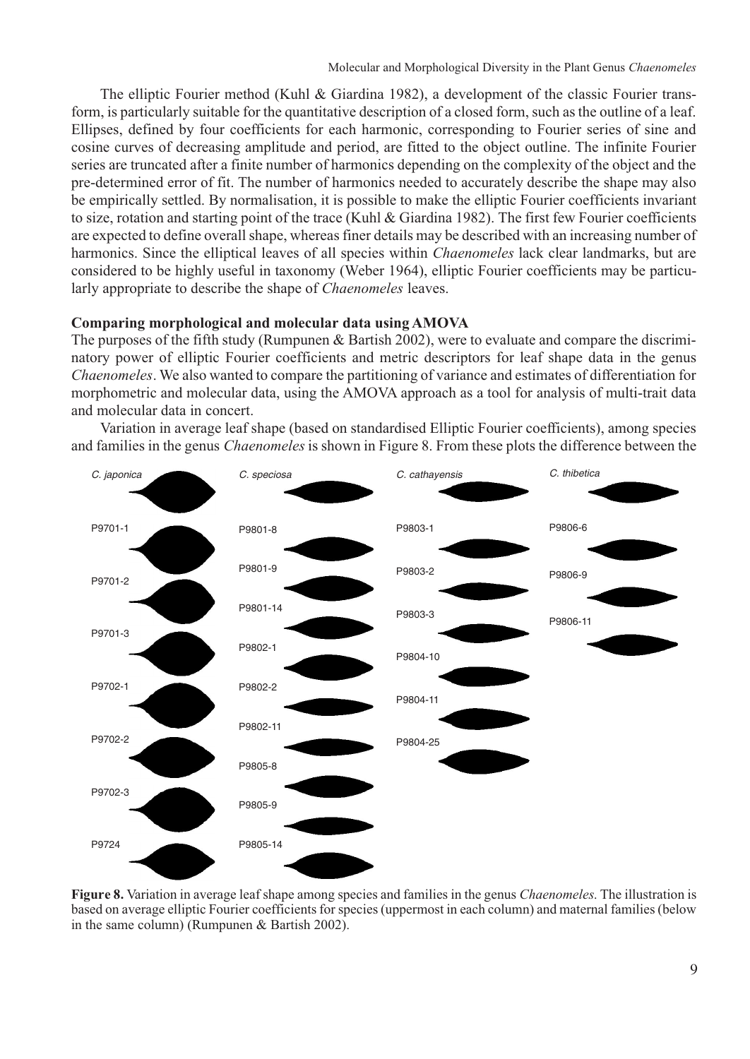The elliptic Fourier method (Kuhl & Giardina 1982), a development of the classic Fourier transform, is particularly suitable for the quantitative description of a closed form, such as the outline of a leaf. Ellipses, defined by four coefficients for each harmonic, corresponding to Fourier series of sine and cosine curves of decreasing amplitude and period, are fitted to the object outline. The infinite Fourier series are truncated after a finite number of harmonics depending on the complexity of the object and the pre-determined error of fit. The number of harmonics needed to accurately describe the shape may also be empirically settled. By normalisation, it is possible to make the elliptic Fourier coefficients invariant to size, rotation and starting point of the trace (Kuhl & Giardina 1982). The first few Fourier coefficients are expected to define overall shape, whereas finer details may be described with an increasing number of harmonics. Since the elliptical leaves of all species within *Chaenomeles* lack clear landmarks, but are considered to be highly useful in taxonomy (Weber 1964), elliptic Fourier coefficients may be particularly appropriate to describe the shape of *Chaenomeles* leaves.

**Comparing morphological and molecular data using AMOVA**

The purposes of the fifth study (Rumpunen & Bartish 2002), were to evaluate and compare the discriminatory power of elliptic Fourier coefficients and metric descriptors for leaf shape data in the genus *Chaenomeles*. We also wanted to compare the partitioning of variance and estimates of differentiation for morphometric and molecular data, using the AMOVA approach as a tool for analysis of multi-trait data and molecular data in concert.

Variation in average leaf shape (based on standardised Elliptic Fourier coefficients), among species and families in the genus *Chaenomeles* is shown in Figure 8. From these plots the difference between the

**Figure 8.** Variation in average leaf shape among species and families in the genus *Chaenomeles*. The illustration is based on average elliptic Fourier coefficients for species (uppermost in each column) and maternal families (below in the same column) (Rumpunen & Bartish 2002).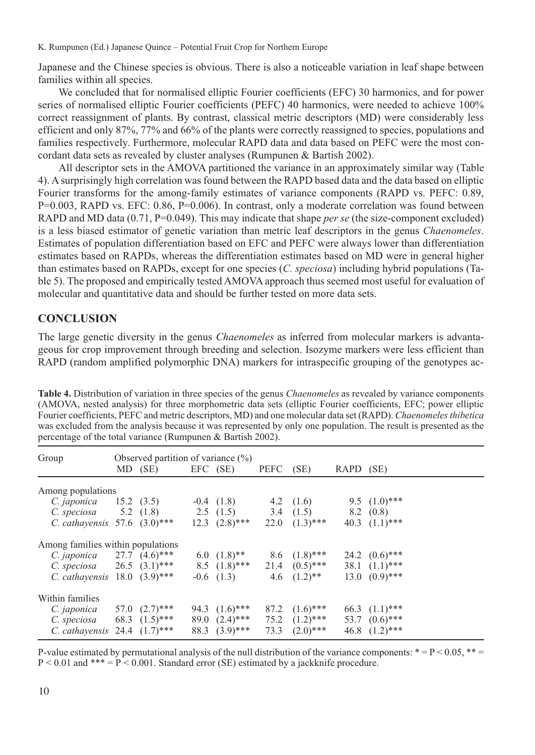Japanese and the Chinese species is obvious. There is also a noticeable variation in leaf shape between families within all species.

We concluded that for normalised elliptic Fourier coefficients (EFC) 30 harmonics, and for power series of normalised elliptic Fourier coefficients (PEFC) 40 harmonics, were needed to achieve 100% correct reassignment of plants. By contrast, classical metric descriptors (MD) were considerably less efficient and only 87%, 77% and 66% of the plants were correctly reassigned to species, populations and families respectively. Furthermore, molecular RAPD data and data based on PEFC were the most concordant data sets as revealed by cluster analyses (Rumpunen & Bartish 2002).

All descriptor sets in the AMOVA partitioned the variance in an approximately similar way (Table 4). A surprisingly high correlation was found between the RAPD based data and the data based on elliptic Fourier transforms for the among-family estimates of variance components (RAPD vs. PEFC: 0.89, P=0.003, RAPD vs. EFC: 0.86, P=0.006). In contrast, only a moderate correlation was found between RAPD and MD data (0.71, P=0.049). This may indicate that shape *per se* (the size-component excluded) is a less biased estimator of genetic variation than metric leaf descriptors in the genus *Chaenomeles*. Estimates of population differentiation based on EFC and PEFC were always lower than differentiation estimates based on RAPDs, whereas the differentiation estimates based on MD were in general higher than estimates based on RAPDs, except for one species (*C. speciosa*) including hybrid populations (Table 5). The proposed and empirically tested AMOVA approach thus seemed most useful for evaluation of molecular and quantitative data and should be further tested on more data sets.

## CONCLUSION

The large genetic diversity in the genus *Chaenomeles* as inferred from molecular markers is advantageous for crop improvement through breeding and selection. Isozyme markers were less efficient than RAPD (random amplified polymorphic DNA) markers for intraspecific grouping of the genotypes ac-

**Table 4.** Distribution of variation in three species of the genus *Chaenomeles* as revealed by variance components (AMOVA, nested analysis) for three morphometric data sets (elliptic Fourier coefficients, EFC; power elliptic Fourier coefficients, PEFC and metric descriptors, MD) and one molecular data set (RAPD). *Chaenomeles thibetica* was excluded from the analysis because it was represented by only one population. The result is presented as the percentage of the total variance (Rumpunen & Bartish 2002).

| Group | Observed partition of variance (%) | | | | | | | |
|---|---|---|---|---|---|---|---|---|
| | MD | (SE) | EFC | (SE) | PEFC | (SE) | RAPD | (SE) |
| Among populations | | | | | | | | |
| *C. japonica* | 15.2 | (3.5) | -0.4 | (1.8) | 4.2 | (1.6) | 9.5 | (1.0)*** |
| *C. speciosa* | 5.2 | (1.8) | 2.5 | (1.5) | 3.4 | (1.5) | 8.2 | (0.8) |
| *C. cathayensis* | 57.6 | (3.0)*** | 12.3 | (2.8)*** | 22.0 | (1.3)*** | 40.3 | (1.1)*** |
| Among families within populations | | | | | | | | |
| *C. japonica* | 27.7 | (4.6)*** | 6.0 | (1.8)** | 8.6 | (1.8)*** | 24.2 | (0.6)*** |
| *C. speciosa* | 26.5 | (3.1)*** | 8.5 | (1.8)*** | 21.4 | (0.5)*** | 38.1 | (1.1)*** |
| *C. cathayensis* | 18.0 | (3.9)*** | -0.6 | (1.3) | 4.6 | (1.2)** | 13.0 | (0.9)*** |
| Within families | | | | | | | | |
| *C. japonica* | 57.0 | (2.7)*** | 94.3 | (1.6)*** | 87.2 | (1.6)*** | 66.3 | (1.1)*** |
| *C. speciosa* | 68.3 | (1.5)*** | 89.0 | (2.4)*** | 75.2 | (1.2)*** | 53.7 | (0.6)*** |
| *C. cathayensis* | 24.4 | (1.7)*** | 88.3 | (3.9)*** | 73.3 | (2.0)*** | 46.8 | (1.2)*** |

P-value estimated by permutational analysis of the null distribution of the variance components: * = $P < 0.05$, ** = $P < 0.01$ and *** = $P < 0.001$. Standard error (SE) estimated by a jackknife procedure.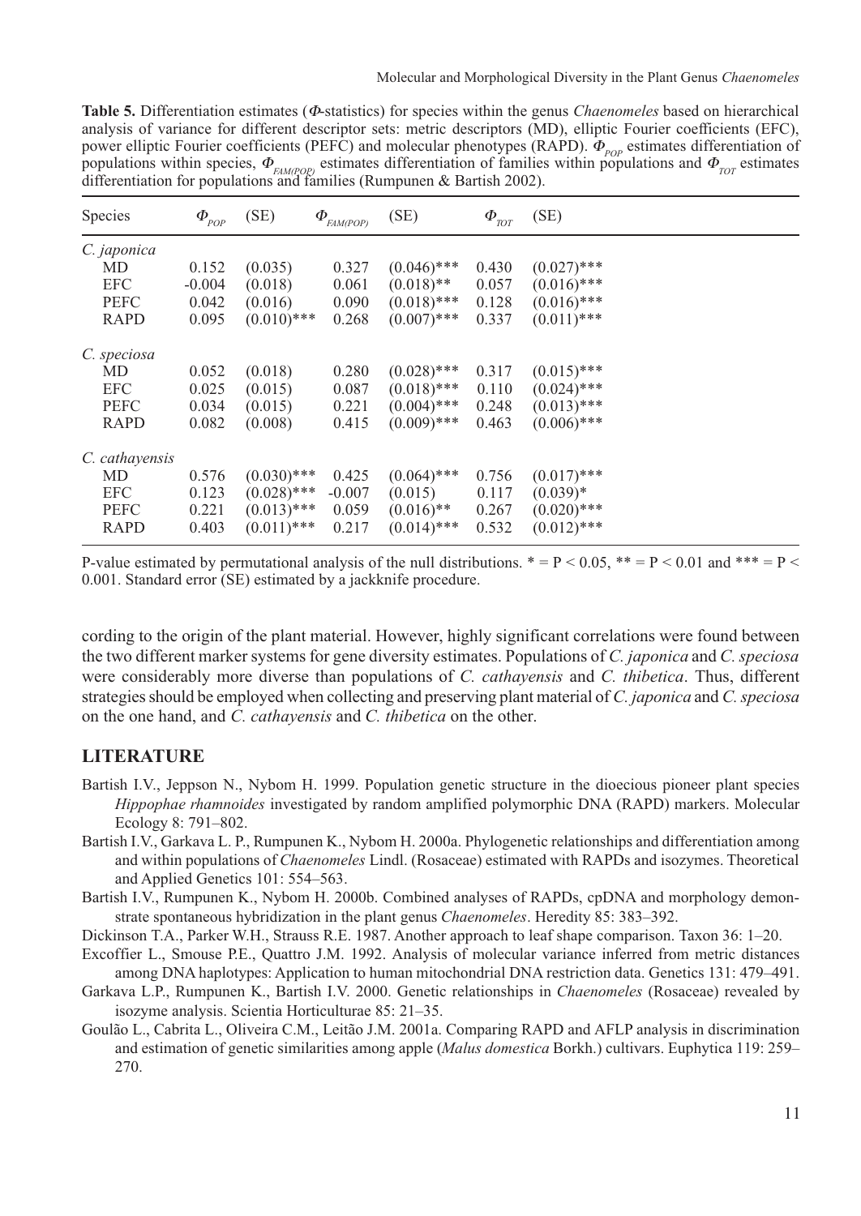**Table 5.** Differentiation estimates ($\Phi$-statistics) for species within the genus *Chaenomeles* based on hierarchical analysis of variance for different descriptor sets: metric descriptors (MD), elliptic Fourier coefficients (EFC), power elliptic Fourier coefficients (PEFC) and molecular phenotypes (RAPD). $\Phi_{POP}$ estimates differentiation of populations within species, $\Phi_{FAM(POP)}$ estimates differentiation of families within populations and $\Phi_{TOT}$ estimates differentiation for populations and families (Rumpunen & Bartish 2002).

| Species | $\Phi_{POP}$ | (SE) | $\Phi_{FAM(POP)}$ | (SE) | $\Phi_{TOT}$ | (SE) |
|---|---|---|---|---|---|---|
| *C. japonica* | | | | | | |
| MD | 0.152 | (0.035) | 0.327 | (0.046)*** | 0.430 | (0.027)*** |
| EFC | -0.004 | (0.018) | 0.061 | (0.018)** | 0.057 | (0.016)*** |
| PEFC | 0.042 | (0.016) | 0.090 | (0.018)*** | 0.128 | (0.016)*** |
| RAPD | 0.095 | (0.010)*** | 0.268 | (0.007)*** | 0.337 | (0.011)*** |
| *C. speciosa* | | | | | | |
| MD | 0.052 | (0.018) | 0.280 | (0.028)*** | 0.317 | (0.015)*** |
| EFC | 0.025 | (0.015) | 0.087 | (0.018)*** | 0.110 | (0.024)*** |
| PEFC | 0.034 | (0.015) | 0.221 | (0.004)*** | 0.248 | (0.013)*** |
| RAPD | 0.082 | (0.008) | 0.415 | (0.009)*** | 0.463 | (0.006)*** |
| *C. cathayensis* | | | | | | |
| MD | 0.576 | (0.030)*** | 0.425 | (0.064)*** | 0.756 | (0.017)*** |
| EFC | 0.123 | (0.028)*** | -0.007 | (0.015) | 0.117 | (0.039)* |
| PEFC | 0.221 | (0.013)*** | 0.059 | (0.016)** | 0.267 | (0.020)*** |
| RAPD | 0.403 | (0.011)*** | 0.217 | (0.014)*** | 0.532 | (0.012)*** |

P-value estimated by permutational analysis of the null distributions. * = $P < 0.05$, ** = $P < 0.01$ and *** = $P < 0.001$. Standard error (SE) estimated by a jackknife procedure.

cording to the origin of the plant material. However, highly significant correlations were found between the two different marker systems for gene diversity estimates. Populations of *C. japonica* and *C. speciosa* were considerably more diverse than populations of *C. cathayensis* and *C. thibetica*. Thus, different strategies should be employed when collecting and preserving plant material of *C. japonica* and *C. speciosa* on the one hand, and *C. cathayensis* and *C. thibetica* on the other.

## LITERATURE

Bartish I.V., Jeppson N., Nybom H. 1999. Population genetic structure in the dioecious pioneer plant species *Hippophae rhamnoides* investigated by random amplified polymorphic DNA (RAPD) markers. Molecular Ecology 8: 791–802.

Bartish I.V., Garkava L. P., Rumpunen K., Nybom H. 2000a. Phylogenetic relationships and differentiation among and within populations of *Chaenomeles* Lindl. (Rosaceae) estimated with RAPDs and isozymes. Theoretical and Applied Genetics 101: 554–563.

Bartish I.V., Rumpunen K., Nybom H. 2000b. Combined analyses of RAPDs, cpDNA and morphology demonstrate spontaneous hybridization in the plant genus *Chaenomeles*. Heredity 85: 383–392.

Dickinson T.A., Parker W.H., Strauss R.E. 1987. Another approach to leaf shape comparison. Taxon 36: 1–20.

Excoffier L., Smouse P.E., Quattro J.M. 1992. Analysis of molecular variance inferred from metric distances among DNA haplotypes: Application to human mitochondrial DNA restriction data. Genetics 131: 479–491.

Garkava L.P., Rumpunen K., Bartish I.V. 2000. Genetic relationships in *Chaenomeles* (Rosaceae) revealed by isozyme analysis. Scientia Horticulturae 85: 21–35.

Goulão L., Cabrita L., Oliveira C.M., Leitão J.M. 2001a. Comparing RAPD and AFLP analysis in discrimination and estimation of genetic similarities among apple (*Malus domestica* Borkh.) cultivars. Euphytica 119: 259–270.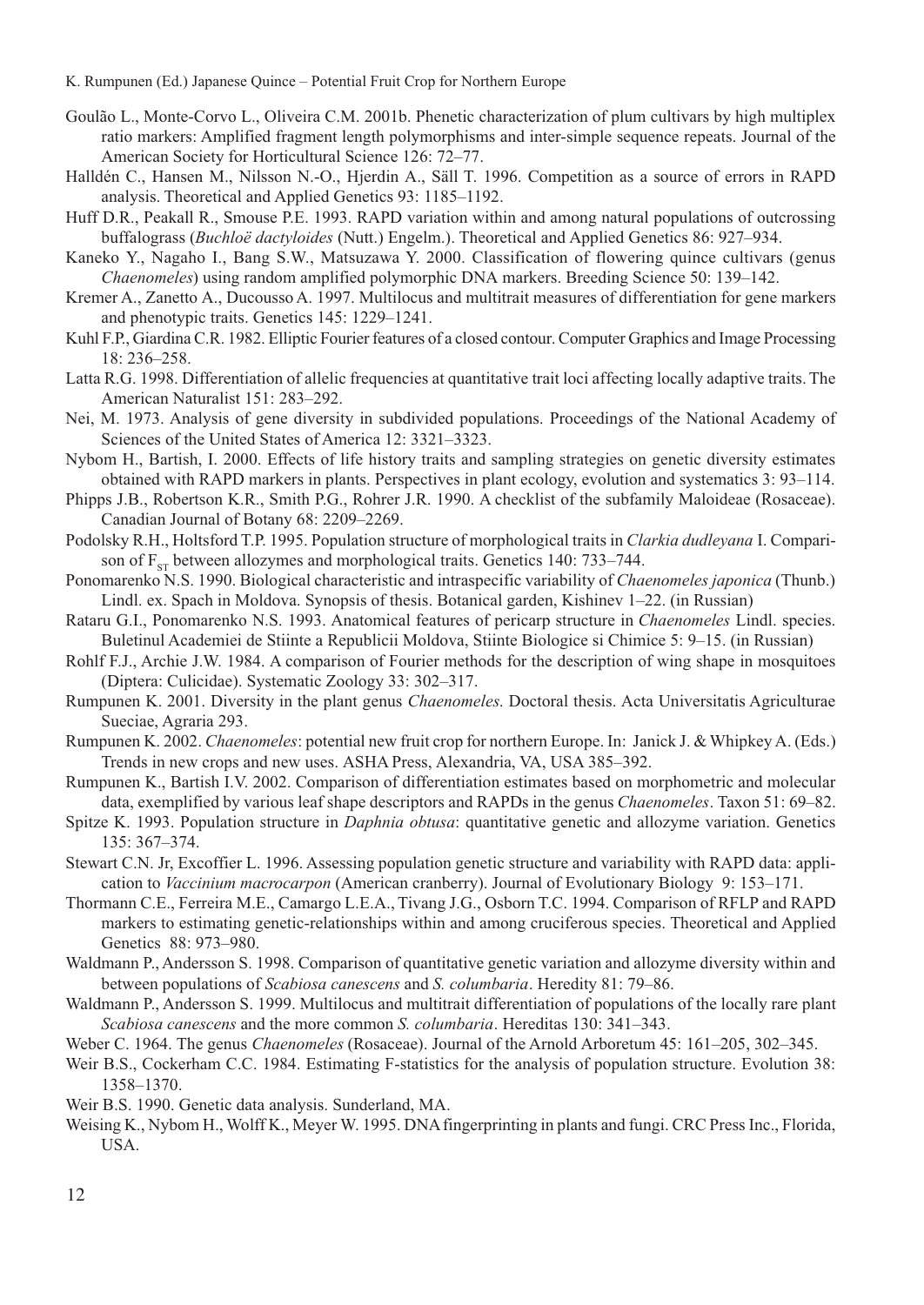Goulão L., Monte-Corvo L., Oliveira C.M. 2001b. Phenetic characterization of plum cultivars by high multiplex ratio markers: Amplified fragment length polymorphisms and inter-simple sequence repeats. Journal of the American Society for Horticultural Science 126: 72–77.

Halldén C., Hansen M., Nilsson N.-O., Hjerdin A., Säll T. 1996. Competition as a source of errors in RAPD analysis. Theoretical and Applied Genetics 93: 1185–1192.

Huff D.R., Peakall R., Smouse P.E. 1993. RAPD variation within and among natural populations of outcrossing buffalograss (*Buchloë dactyloides* (Nutt.) Engelm.). Theoretical and Applied Genetics 86: 927–934.

Kaneko Y., Nagaho I., Bang S.W., Matsuzawa Y. 2000. Classification of flowering quince cultivars (genus *Chaenomeles*) using random amplified polymorphic DNA markers. Breeding Science 50: 139–142.

Kremer A., Zanetto A., Ducousso A. 1997. Multilocus and multitrait measures of differentiation for gene markers and phenotypic traits. Genetics 145: 1229–1241.

Kuhl F.P., Giardina C.R. 1982. Elliptic Fourier features of a closed contour. Computer Graphics and Image Processing 18: 236–258.

Latta R.G. 1998. Differentiation of allelic frequencies at quantitative trait loci affecting locally adaptive traits. The American Naturalist 151: 283–292.

Nei, M. 1973. Analysis of gene diversity in subdivided populations. Proceedings of the National Academy of Sciences of the United States of America 12: 3321–3323.

Nybom H., Bartish, I. 2000. Effects of life history traits and sampling strategies on genetic diversity estimates obtained with RAPD markers in plants. Perspectives in plant ecology, evolution and systematics 3: 93–114.

Phipps J.B., Robertson K.R., Smith P.G., Rohrer J.R. 1990. A checklist of the subfamily Maloideae (Rosaceae). Canadian Journal of Botany 68: 2209–2269.

Podolsky R.H., Holtsford T.P. 1995. Population structure of morphological traits in *Clarkia dudleyana* I. Comparison of $F_{ST}$ between allozymes and morphological traits. Genetics 140: 733–744.

Ponomarenko N.S. 1990. Biological characteristic and intraspecific variability of *Chaenomeles japonica* (Thunb.) Lindl. ex. Spach in Moldova. Synopsis of thesis. Botanical garden, Kishinev 1–22. (in Russian)

Rataru G.I., Ponomarenko N.S. 1993. Anatomical features of pericarp structure in *Chaenomeles* Lindl. species. Buletinul Academiei de Stiinte a Republicii Moldova, Stiinte Biologice si Chimice 5: 9–15. (in Russian)

Rohlf F.J., Archie J.W. 1984. A comparison of Fourier methods for the description of wing shape in mosquitoes (Diptera: Culicidae). Systematic Zoology 33: 302–317.

Rumpunen K. 2001. Diversity in the plant genus *Chaenomeles*. Doctoral thesis. Acta Universitatis Agriculturae Sueciae, Agraria 293.

Rumpunen K. 2002. *Chaenomeles*: potential new fruit crop for northern Europe. In: Janick J. & Whipkey A. (Eds.) Trends in new crops and new uses. ASHA Press, Alexandria, VA, USA 385–392.

Rumpunen K., Bartish I.V. 2002. Comparison of differentiation estimates based on morphometric and molecular data, exemplified by various leaf shape descriptors and RAPDs in the genus *Chaenomeles*. Taxon 51: 69–82.

Spitze K. 1993. Population structure in *Daphnia obtusa*: quantitative genetic and allozyme variation. Genetics 135: 367–374.

Stewart C.N. Jr, Excoffier L. 1996. Assessing population genetic structure and variability with RAPD data: application to *Vaccinium macrocarpon* (American cranberry). Journal of Evolutionary Biology 9: 153–171.

Thormann C.E., Ferreira M.E., Camargo L.E.A., Tivang J.G., Osborn T.C. 1994. Comparison of RFLP and RAPD markers to estimating genetic-relationships within and among cruciferous species. Theoretical and Applied Genetics 88: 973–980.

Waldmann P., Andersson S. 1998. Comparison of quantitative genetic variation and allozyme diversity within and between populations of *Scabiosa canescens* and *S. columbaria*. Heredity 81: 79–86.

Waldmann P., Andersson S. 1999. Multilocus and multitrait differentiation of populations of the locally rare plant *Scabiosa canescens* and the more common *S. columbaria*. Hereditas 130: 341–343.

Weber C. 1964. The genus *Chaenomeles* (Rosaceae). Journal of the Arnold Arboretum 45: 161–205, 302–345.

Weir B.S., Cockerham C.C. 1984. Estimating F-statistics for the analysis of population structure. Evolution 38: 1358–1370.

Weir B.S. 1990. Genetic data analysis. Sunderland, MA.

Weising K., Nybom H., Wolff K., Meyer W. 1995. DNA fingerprinting in plants and fungi. CRC Press Inc., Florida, USA.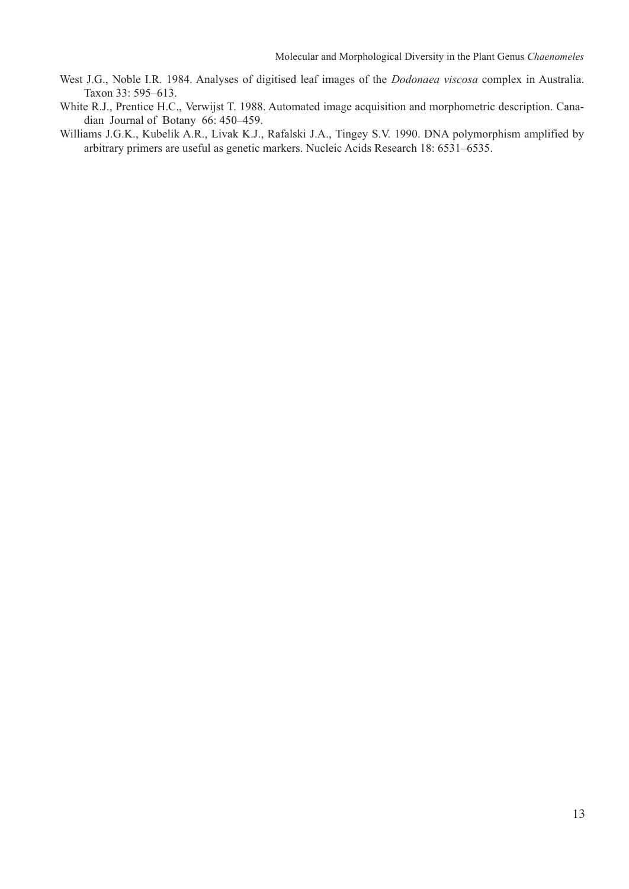West J.G., Noble I.R. 1984. Analyses of digitised leaf images of the *Dodonaea viscosa* complex in Australia. Taxon 33: 595–613.

White R.J., Prentice H.C., Verwijst T. 1988. Automated image acquisition and morphometric description. Canadian Journal of Botany 66: 450–459.

Williams J.G.K., Kubelik A.R., Livak K.J., Rafalski J.A., Tingey S.V. 1990. DNA polymorphism amplified by arbitrary primers are useful as genetic markers. Nucleic Acids Research 18: 6531–6535.